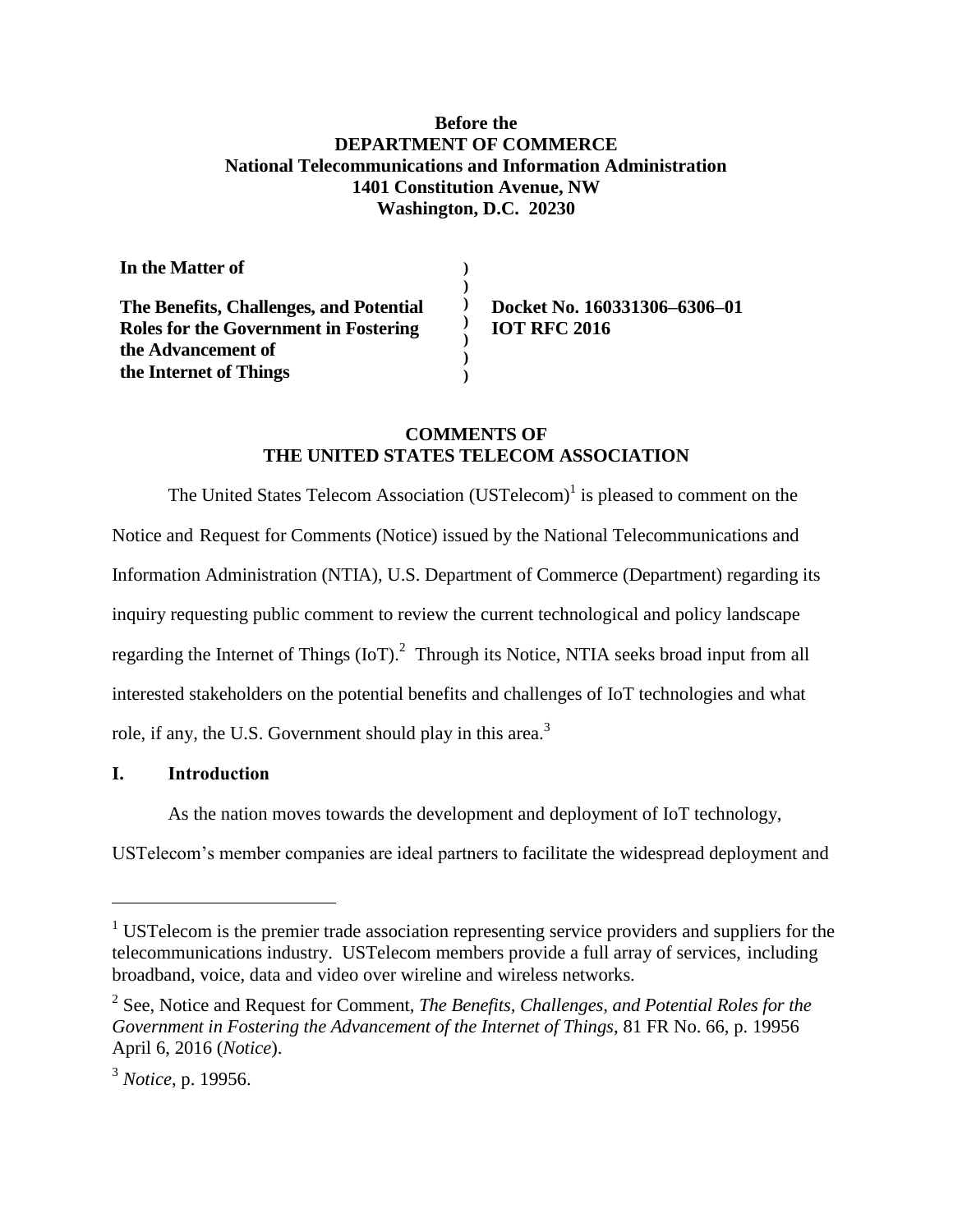**Before the**
**DEPARTMENT OF COMMERCE**
**National Telecommunications and Information Administration**
**1401 Constitution Avenue, NW**
**Washington, D.C. 20230**

| | | |
|---|---|---|
| **In the Matter of** | ) | |
| | ) | |
| **The Benefits, Challenges, and Potential Roles for the Government in Fostering the Advancement of the Internet of Things** | ) ) ) ) ) | **Docket No. 160331306–6306–01** **IOT RFC 2016** |

**COMMENTS OF**
**THE UNITED STATES TELECOM ASSOCIATION**

The United States Telecom Association (USTelecom)[1] is pleased to comment on the Notice and Request for Comments (Notice) issued by the National Telecommunications and Information Administration (NTIA), U.S. Department of Commerce (Department) regarding its inquiry requesting public comment to review the current technological and policy landscape regarding the Internet of Things (IoT).[2] Through its Notice, NTIA seeks broad input from all interested stakeholders on the potential benefits and challenges of IoT technologies and what role, if any, the U.S. Government should play in this area.[3]

## I. Introduction

As the nation moves towards the development and deployment of IoT technology, USTelecom's member companies are ideal partners to facilitate the widespread deployment and

---

[1] USTelecom is the premier trade association representing service providers and suppliers for the telecommunications industry. USTelecom members provide a full array of services, including broadband, voice, data and video over wireline and wireless networks.

[2] See, Notice and Request for Comment, *The Benefits, Challenges, and Potential Roles for the Government in Fostering the Advancement of the Internet of Things*, 81 FR No. 66, p. 19956 April 6, 2016 (*Notice*).

[3] *Notice*, p. 19956.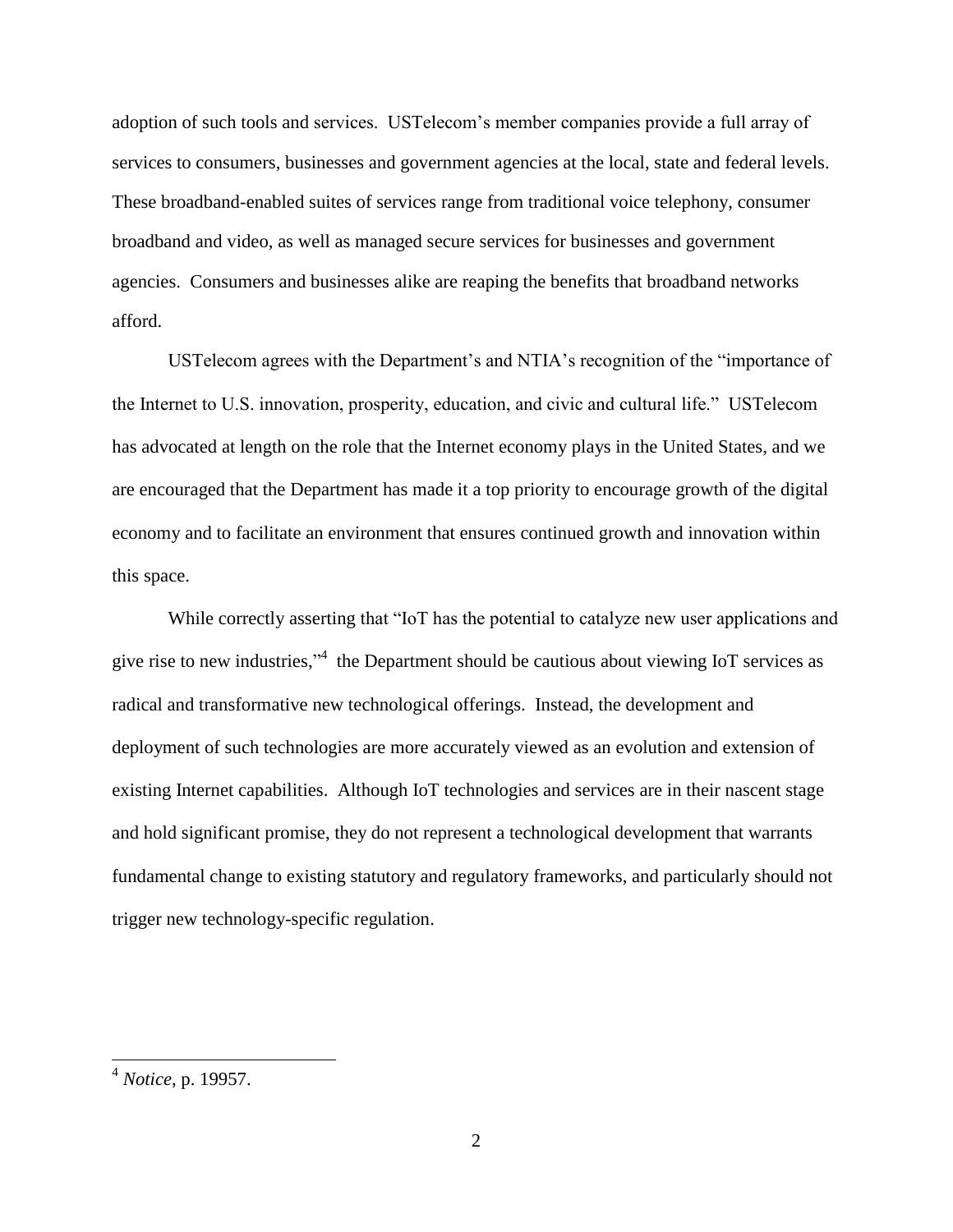adoption of such tools and services. USTelecom's member companies provide a full array of services to consumers, businesses and government agencies at the local, state and federal levels. These broadband-enabled suites of services range from traditional voice telephony, consumer broadband and video, as well as managed secure services for businesses and government agencies. Consumers and businesses alike are reaping the benefits that broadband networks afford.

USTelecom agrees with the Department's and NTIA's recognition of the "importance of the Internet to U.S. innovation, prosperity, education, and civic and cultural life." USTelecom has advocated at length on the role that the Internet economy plays in the United States, and we are encouraged that the Department has made it a top priority to encourage growth of the digital economy and to facilitate an environment that ensures continued growth and innovation within this space.

While correctly asserting that "IoT has the potential to catalyze new user applications and give rise to new industries,"[4] the Department should be cautious about viewing IoT services as radical and transformative new technological offerings. Instead, the development and deployment of such technologies are more accurately viewed as an evolution and extension of existing Internet capabilities. Although IoT technologies and services are in their nascent stage and hold significant promise, they do not represent a technological development that warrants fundamental change to existing statutory and regulatory frameworks, and particularly should not trigger new technology-specific regulation.

---

[4] *Notice*, p. 19957.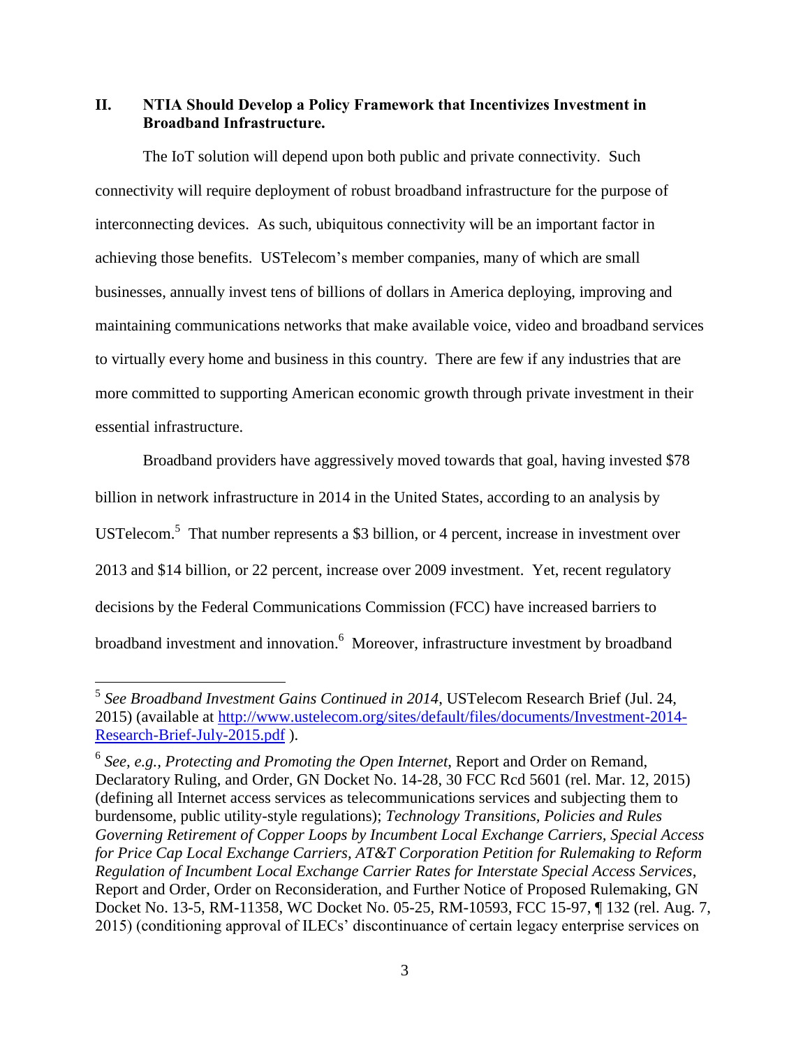## II. NTIA Should Develop a Policy Framework that Incentivizes Investment in Broadband Infrastructure.

The IoT solution will depend upon both public and private connectivity. Such connectivity will require deployment of robust broadband infrastructure for the purpose of interconnecting devices. As such, ubiquitous connectivity will be an important factor in achieving those benefits. USTelecom's member companies, many of which are small businesses, annually invest tens of billions of dollars in America deploying, improving and maintaining communications networks that make available voice, video and broadband services to virtually every home and business in this country. There are few if any industries that are more committed to supporting American economic growth through private investment in their essential infrastructure.

Broadband providers have aggressively moved towards that goal, having invested $78 billion in network infrastructure in 2014 in the United States, according to an analysis by USTelecom.[5] That number represents a $3 billion, or 4 percent, increase in investment over 2013 and $14 billion, or 22 percent, increase over 2009 investment. Yet, recent regulatory decisions by the Federal Communications Commission (FCC) have increased barriers to broadband investment and innovation.[6] Moreover, infrastructure investment by broadband

---

[5] *See Broadband Investment Gains Continued in 2014*, USTelecom Research Brief (Jul. 24, 2015) (available at [http://www.ustelecom.org/sites/default/files/documents/Investment-2014-Research-Brief-July-2015.pdf](http://www.ustelecom.org/sites/default/files/documents/Investment-2014-Research-Brief-July-2015.pdf) ).

[6] *See, e.g., Protecting and Promoting the Open Internet*, Report and Order on Remand, Declaratory Ruling, and Order, GN Docket No. 14-28, 30 FCC Rcd 5601 (rel. Mar. 12, 2015) (defining all Internet access services as telecommunications services and subjecting them to burdensome, public utility-style regulations); *Technology Transitions, Policies and Rules Governing Retirement of Copper Loops by Incumbent Local Exchange Carriers, Special Access for Price Cap Local Exchange Carriers, AT&T Corporation Petition for Rulemaking to Reform Regulation of Incumbent Local Exchange Carrier Rates for Interstate Special Access Services*, Report and Order, Order on Reconsideration, and Further Notice of Proposed Rulemaking, GN Docket No. 13-5, RM-11358, WC Docket No. 05-25, RM-10593, FCC 15-97, ¶ 132 (rel. Aug. 7, 2015) (conditioning approval of ILECs' discontinuance of certain legacy enterprise services on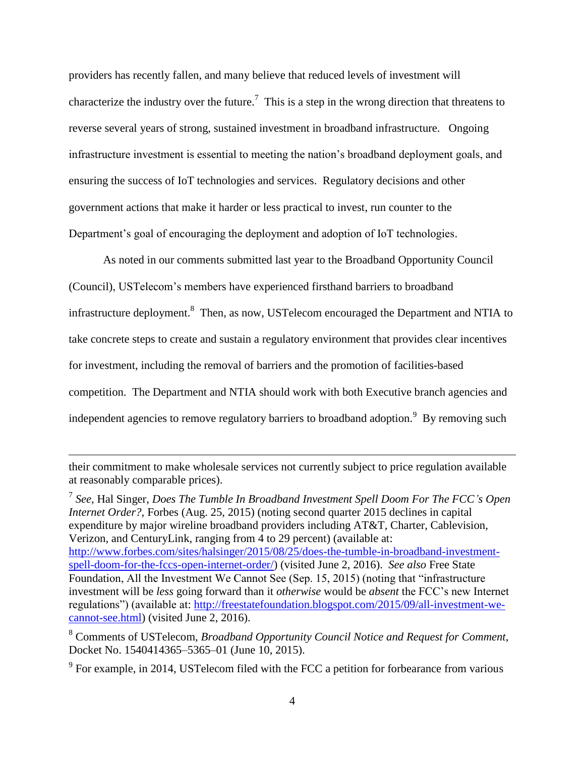providers has recently fallen, and many believe that reduced levels of investment will characterize the industry over the future.[7] This is a step in the wrong direction that threatens to reverse several years of strong, sustained investment in broadband infrastructure. Ongoing infrastructure investment is essential to meeting the nation's broadband deployment goals, and ensuring the success of IoT technologies and services. Regulatory decisions and other government actions that make it harder or less practical to invest, run counter to the Department's goal of encouraging the deployment and adoption of IoT technologies.

As noted in our comments submitted last year to the Broadband Opportunity Council (Council), USTelecom's members have experienced firsthand barriers to broadband infrastructure deployment.[8] Then, as now, USTelecom encouraged the Department and NTIA to take concrete steps to create and sustain a regulatory environment that provides clear incentives for investment, including the removal of barriers and the promotion of facilities-based competition. The Department and NTIA should work with both Executive branch agencies and independent agencies to remove regulatory barriers to broadband adoption.[9] By removing such

---

their commitment to make wholesale services not currently subject to price regulation available at reasonably comparable prices).

[7] *See*, Hal Singer, *Does The Tumble In Broadband Investment Spell Doom For The FCC's Open Internet Order?*, Forbes (Aug. 25, 2015) (noting second quarter 2015 declines in capital expenditure by major wireline broadband providers including AT&T, Charter, Cablevision, Verizon, and CenturyLink, ranging from 4 to 29 percent) (available at: http://www.forbes.com/sites/halsinger/2015/08/25/does-the-tumble-in-broadband-investment-spell-doom-for-the-fccs-open-internet-order/) (visited June 2, 2016). *See also* Free State Foundation, All the Investment We Cannot See (Sep. 15, 2015) (noting that "infrastructure investment will be *less* going forward than it *otherwise* would be *absent* the FCC's new Internet regulations") (available at: http://freestatefoundation.blogspot.com/2015/09/all-investment-we-cannot-see.html) (visited June 2, 2016).

[8] Comments of USTelecom, *Broadband Opportunity Council Notice and Request for Comment*, Docket No. 1540414365–5365–01 (June 10, 2015).

[9] For example, in 2014, USTelecom filed with the FCC a petition for forbearance from various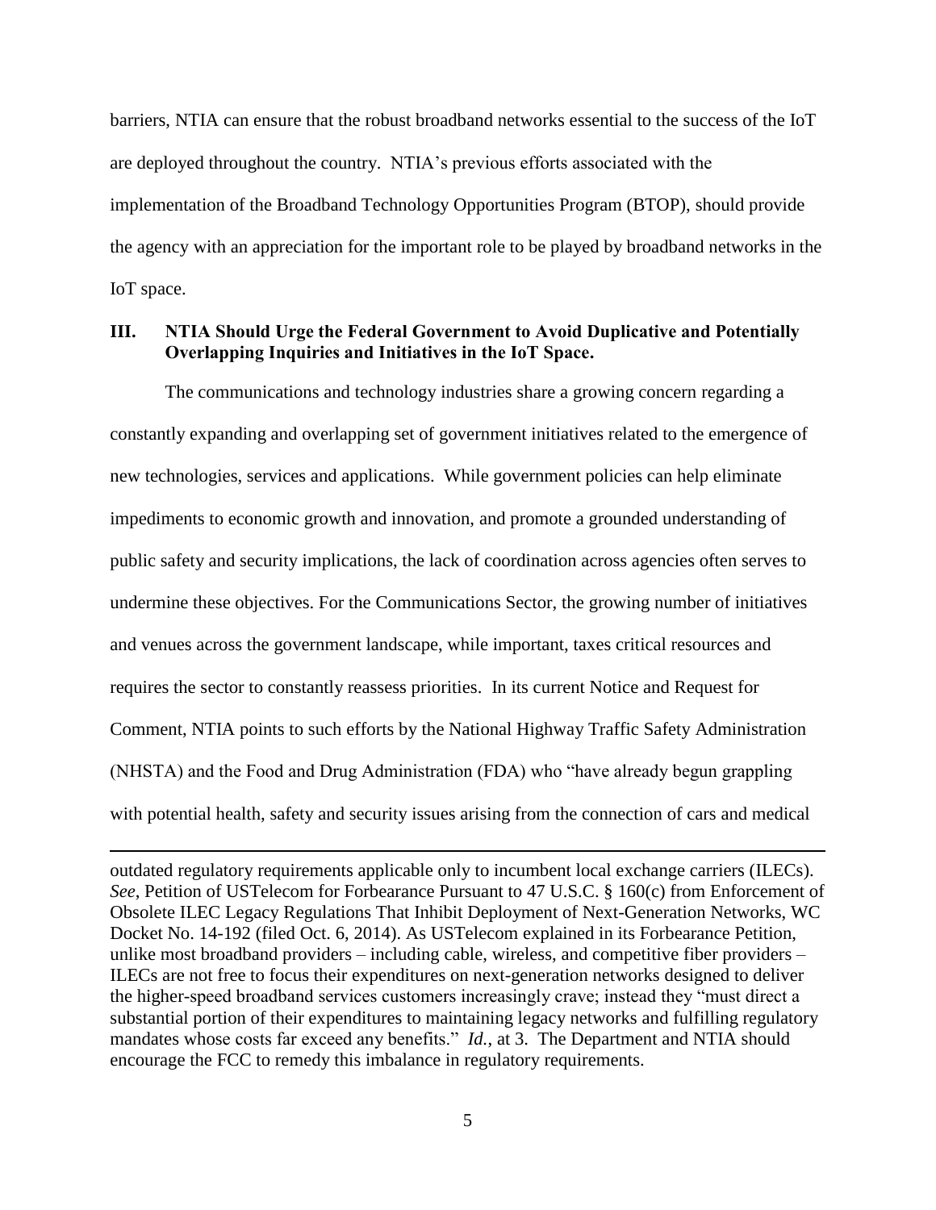barriers, NTIA can ensure that the robust broadband networks essential to the success of the IoT are deployed throughout the country. NTIA's previous efforts associated with the implementation of the Broadband Technology Opportunities Program (BTOP), should provide the agency with an appreciation for the important role to be played by broadband networks in the IoT space.

## III. NTIA Should Urge the Federal Government to Avoid Duplicative and Potentially Overlapping Inquiries and Initiatives in the IoT Space.

The communications and technology industries share a growing concern regarding a constantly expanding and overlapping set of government initiatives related to the emergence of new technologies, services and applications. While government policies can help eliminate impediments to economic growth and innovation, and promote a grounded understanding of public safety and security implications, the lack of coordination across agencies often serves to undermine these objectives. For the Communications Sector, the growing number of initiatives and venues across the government landscape, while important, taxes critical resources and requires the sector to constantly reassess priorities. In its current Notice and Request for Comment, NTIA points to such efforts by the National Highway Traffic Safety Administration (NHSTA) and the Food and Drug Administration (FDA) who "have already begun grappling with potential health, safety and security issues arising from the connection of cars and medical

---

outdated regulatory requirements applicable only to incumbent local exchange carriers (ILECs). *See*, Petition of USTelecom for Forbearance Pursuant to 47 U.S.C. § 160(c) from Enforcement of Obsolete ILEC Legacy Regulations That Inhibit Deployment of Next-Generation Networks, WC Docket No. 14-192 (filed Oct. 6, 2014). As USTelecom explained in its Forbearance Petition, unlike most broadband providers – including cable, wireless, and competitive fiber providers – ILECs are not free to focus their expenditures on next-generation networks designed to deliver the higher-speed broadband services customers increasingly crave; instead they "must direct a substantial portion of their expenditures to maintaining legacy networks and fulfilling regulatory mandates whose costs far exceed any benefits." *Id.*, at 3. The Department and NTIA should encourage the FCC to remedy this imbalance in regulatory requirements.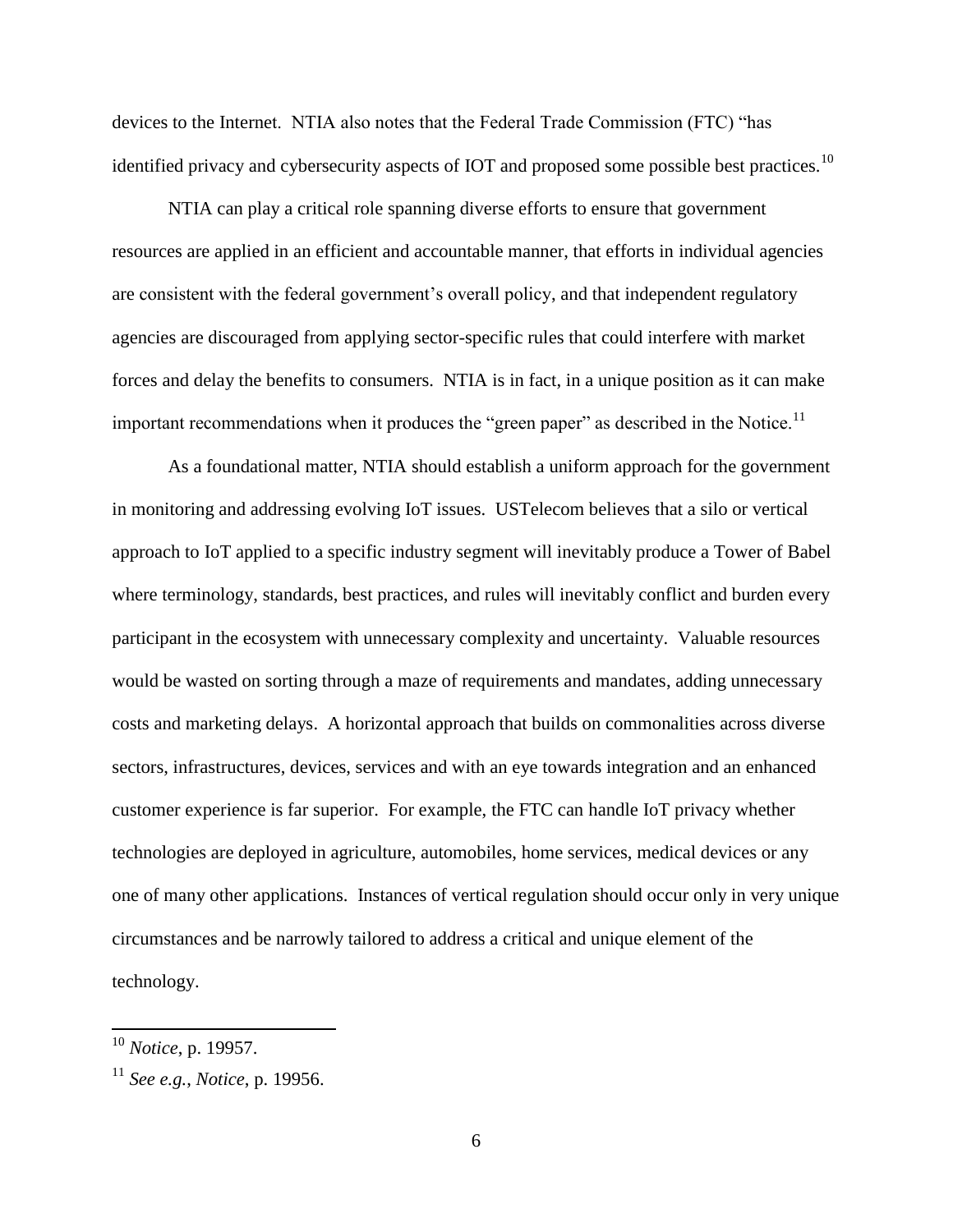devices to the Internet. NTIA also notes that the Federal Trade Commission (FTC) "has identified privacy and cybersecurity aspects of IOT and proposed some possible best practices.[10]

NTIA can play a critical role spanning diverse efforts to ensure that government resources are applied in an efficient and accountable manner, that efforts in individual agencies are consistent with the federal government's overall policy, and that independent regulatory agencies are discouraged from applying sector-specific rules that could interfere with market forces and delay the benefits to consumers. NTIA is in fact, in a unique position as it can make important recommendations when it produces the "green paper" as described in the Notice.[11]

As a foundational matter, NTIA should establish a uniform approach for the government in monitoring and addressing evolving IoT issues. USTelecom believes that a silo or vertical approach to IoT applied to a specific industry segment will inevitably produce a Tower of Babel where terminology, standards, best practices, and rules will inevitably conflict and burden every participant in the ecosystem with unnecessary complexity and uncertainty. Valuable resources would be wasted on sorting through a maze of requirements and mandates, adding unnecessary costs and marketing delays. A horizontal approach that builds on commonalities across diverse sectors, infrastructures, devices, services and with an eye towards integration and an enhanced customer experience is far superior. For example, the FTC can handle IoT privacy whether technologies are deployed in agriculture, automobiles, home services, medical devices or any one of many other applications. Instances of vertical regulation should occur only in very unique circumstances and be narrowly tailored to address a critical and unique element of the technology.

---

[10] *Notice*, p. 19957.

[11] *See e.g.*, *Notice*, p. 19956.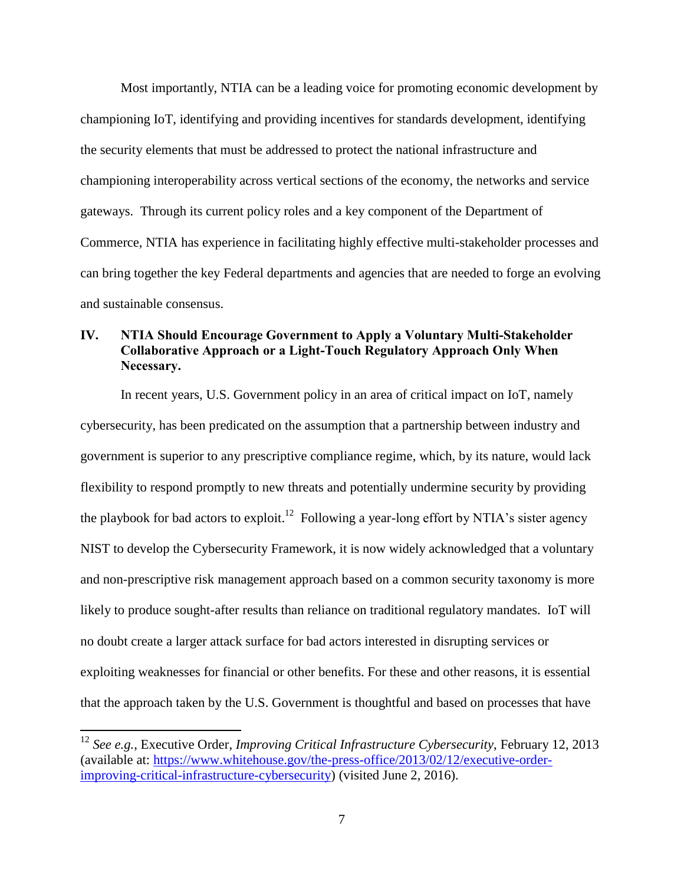Most importantly, NTIA can be a leading voice for promoting economic development by championing IoT, identifying and providing incentives for standards development, identifying the security elements that must be addressed to protect the national infrastructure and championing interoperability across vertical sections of the economy, the networks and service gateways. Through its current policy roles and a key component of the Department of Commerce, NTIA has experience in facilitating highly effective multi-stakeholder processes and can bring together the key Federal departments and agencies that are needed to forge an evolving and sustainable consensus.

## IV. NTIA Should Encourage Government to Apply a Voluntary Multi-Stakeholder Collaborative Approach or a Light-Touch Regulatory Approach Only When Necessary.

In recent years, U.S. Government policy in an area of critical impact on IoT, namely cybersecurity, has been predicated on the assumption that a partnership between industry and government is superior to any prescriptive compliance regime, which, by its nature, would lack flexibility to respond promptly to new threats and potentially undermine security by providing the playbook for bad actors to exploit.[12] Following a year-long effort by NTIA's sister agency NIST to develop the Cybersecurity Framework, it is now widely acknowledged that a voluntary and non-prescriptive risk management approach based on a common security taxonomy is more likely to produce sought-after results than reliance on traditional regulatory mandates. IoT will no doubt create a larger attack surface for bad actors interested in disrupting services or exploiting weaknesses for financial or other benefits. For these and other reasons, it is essential that the approach taken by the U.S. Government is thoughtful and based on processes that have

---

[12] *See e.g.*, Executive Order, *Improving Critical Infrastructure Cybersecurity*, February 12, 2013 (available at: https://www.whitehouse.gov/the-press-office/2013/02/12/executive-order-improving-critical-infrastructure-cybersecurity) (visited June 2, 2016).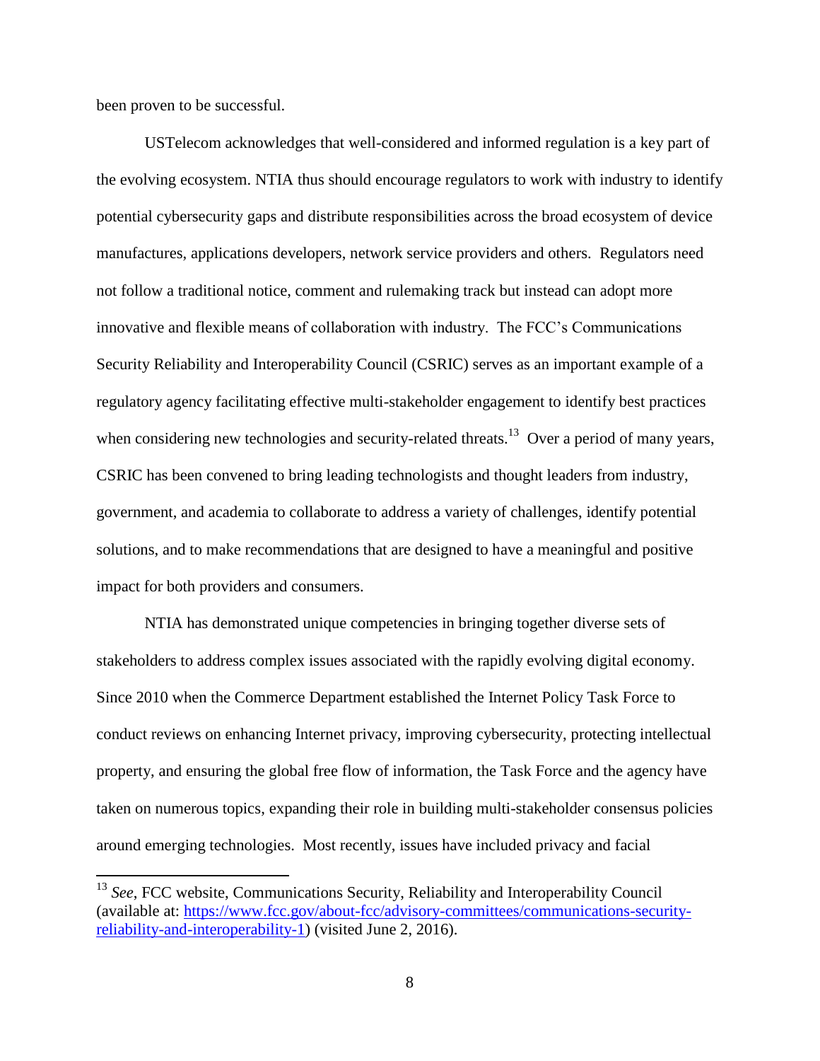been proven to be successful.

USTelecom acknowledges that well-considered and informed regulation is a key part of the evolving ecosystem. NTIA thus should encourage regulators to work with industry to identify potential cybersecurity gaps and distribute responsibilities across the broad ecosystem of device manufactures, applications developers, network service providers and others. Regulators need not follow a traditional notice, comment and rulemaking track but instead can adopt more innovative and flexible means of collaboration with industry. The FCC's Communications Security Reliability and Interoperability Council (CSRIC) serves as an important example of a regulatory agency facilitating effective multi-stakeholder engagement to identify best practices when considering new technologies and security-related threats.[13] Over a period of many years, CSRIC has been convened to bring leading technologists and thought leaders from industry, government, and academia to collaborate to address a variety of challenges, identify potential solutions, and to make recommendations that are designed to have a meaningful and positive impact for both providers and consumers.

NTIA has demonstrated unique competencies in bringing together diverse sets of stakeholders to address complex issues associated with the rapidly evolving digital economy. Since 2010 when the Commerce Department established the Internet Policy Task Force to conduct reviews on enhancing Internet privacy, improving cybersecurity, protecting intellectual property, and ensuring the global free flow of information, the Task Force and the agency have taken on numerous topics, expanding their role in building multi-stakeholder consensus policies around emerging technologies. Most recently, issues have included privacy and facial

[13] *See*, FCC website, Communications Security, Reliability and Interoperability Council (available at: https://www.fcc.gov/about-fcc/advisory-committees/communications-security-reliability-and-interoperability-1) (visited June 2, 2016).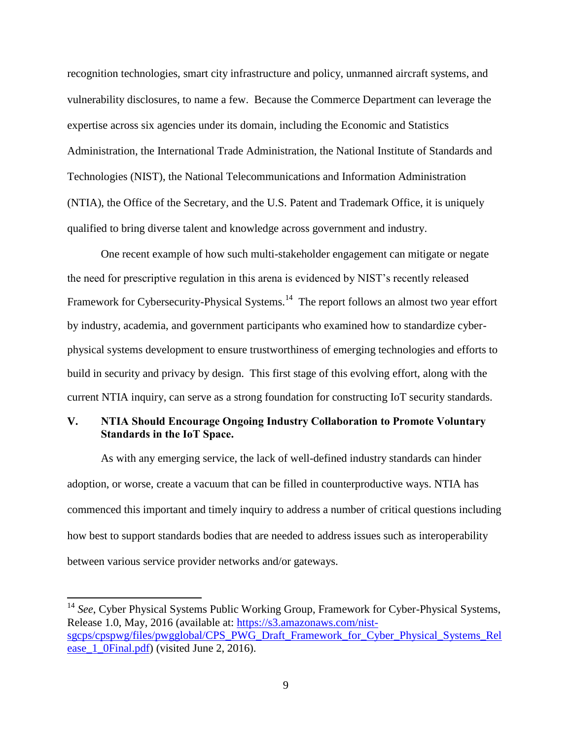recognition technologies, smart city infrastructure and policy, unmanned aircraft systems, and vulnerability disclosures, to name a few. Because the Commerce Department can leverage the expertise across six agencies under its domain, including the Economic and Statistics Administration, the International Trade Administration, the National Institute of Standards and Technologies (NIST), the National Telecommunications and Information Administration (NTIA), the Office of the Secretary, and the U.S. Patent and Trademark Office, it is uniquely qualified to bring diverse talent and knowledge across government and industry.

One recent example of how such multi-stakeholder engagement can mitigate or negate the need for prescriptive regulation in this arena is evidenced by NIST's recently released Framework for Cybersecurity-Physical Systems.[14] The report follows an almost two year effort by industry, academia, and government participants who examined how to standardize cyber-physical systems development to ensure trustworthiness of emerging technologies and efforts to build in security and privacy by design. This first stage of this evolving effort, along with the current NTIA inquiry, can serve as a strong foundation for constructing IoT security standards.

## V. NTIA Should Encourage Ongoing Industry Collaboration to Promote Voluntary Standards in the IoT Space.

As with any emerging service, the lack of well-defined industry standards can hinder adoption, or worse, create a vacuum that can be filled in counterproductive ways. NTIA has commenced this important and timely inquiry to address a number of critical questions including how best to support standards bodies that are needed to address issues such as interoperability between various service provider networks and/or gateways.

---

[14] *See*, Cyber Physical Systems Public Working Group, Framework for Cyber-Physical Systems, Release 1.0, May, 2016 (available at: https://s3.amazonaws.com/nist-sgcps/cpspwg/files/pwgglobal/CPS_PWG_Draft_Framework_for_Cyber_Physical_Systems_Release_1_0Final.pdf) (visited June 2, 2016).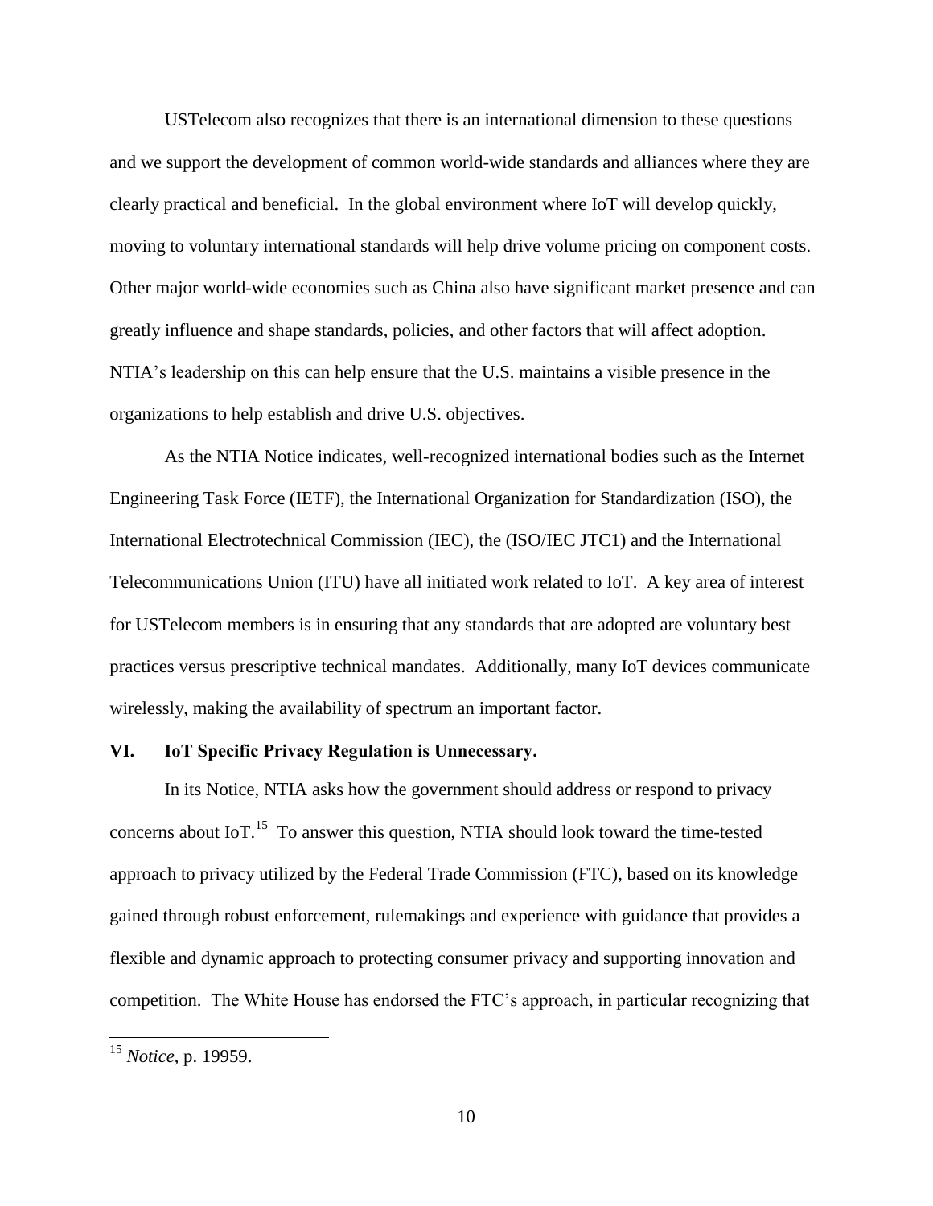USTelecom also recognizes that there is an international dimension to these questions and we support the development of common world-wide standards and alliances where they are clearly practical and beneficial. In the global environment where IoT will develop quickly, moving to voluntary international standards will help drive volume pricing on component costs. Other major world-wide economies such as China also have significant market presence and can greatly influence and shape standards, policies, and other factors that will affect adoption. NTIA's leadership on this can help ensure that the U.S. maintains a visible presence in the organizations to help establish and drive U.S. objectives.

As the NTIA Notice indicates, well-recognized international bodies such as the Internet Engineering Task Force (IETF), the International Organization for Standardization (ISO), the International Electrotechnical Commission (IEC), the (ISO/IEC JTC1) and the International Telecommunications Union (ITU) have all initiated work related to IoT. A key area of interest for USTelecom members is in ensuring that any standards that are adopted are voluntary best practices versus prescriptive technical mandates. Additionally, many IoT devices communicate wirelessly, making the availability of spectrum an important factor.

## VI. IoT Specific Privacy Regulation is Unnecessary.

In its Notice, NTIA asks how the government should address or respond to privacy concerns about IoT.[15] To answer this question, NTIA should look toward the time-tested approach to privacy utilized by the Federal Trade Commission (FTC), based on its knowledge gained through robust enforcement, rulemakings and experience with guidance that provides a flexible and dynamic approach to protecting consumer privacy and supporting innovation and competition. The White House has endorsed the FTC's approach, in particular recognizing that

[15] *Notice*, p. 19959.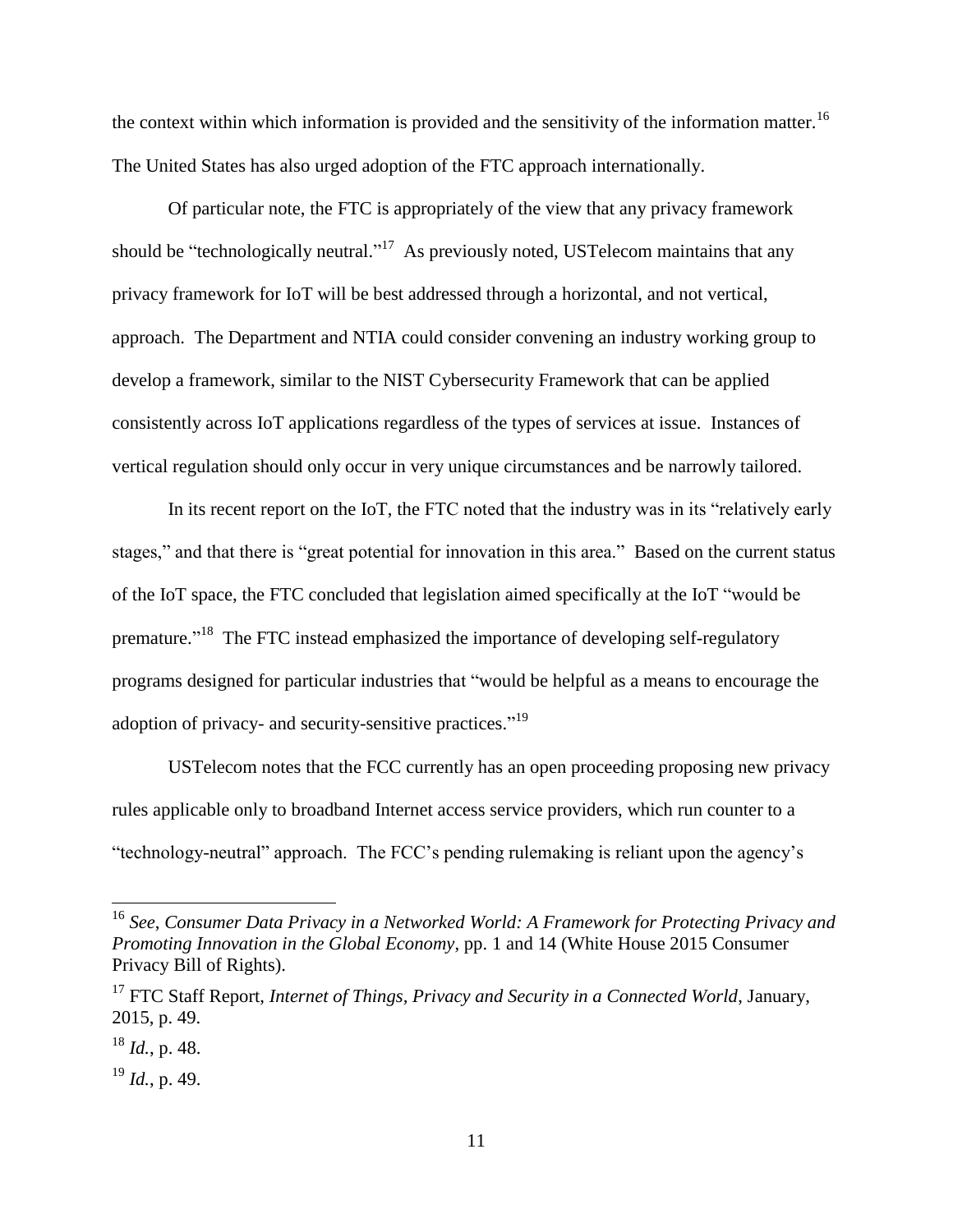the context within which information is provided and the sensitivity of the information matter.[16] The United States has also urged adoption of the FTC approach internationally.

Of particular note, the FTC is appropriately of the view that any privacy framework should be "technologically neutral."[17] As previously noted, USTelecom maintains that any privacy framework for IoT will be best addressed through a horizontal, and not vertical, approach. The Department and NTIA could consider convening an industry working group to develop a framework, similar to the NIST Cybersecurity Framework that can be applied consistently across IoT applications regardless of the types of services at issue. Instances of vertical regulation should only occur in very unique circumstances and be narrowly tailored.

In its recent report on the IoT, the FTC noted that the industry was in its "relatively early stages," and that there is "great potential for innovation in this area." Based on the current status of the IoT space, the FTC concluded that legislation aimed specifically at the IoT "would be premature."[18] The FTC instead emphasized the importance of developing self-regulatory programs designed for particular industries that "would be helpful as a means to encourage the adoption of privacy- and security-sensitive practices."[19]

USTelecom notes that the FCC currently has an open proceeding proposing new privacy rules applicable only to broadband Internet access service providers, which run counter to a "technology-neutral" approach. The FCC's pending rulemaking is reliant upon the agency's

---

[16] *See*, *Consumer Data Privacy in a Networked World: A Framework for Protecting Privacy and Promoting Innovation in the Global Economy*, pp. 1 and 14 (White House 2015 Consumer Privacy Bill of Rights).

[17] FTC Staff Report, *Internet of Things, Privacy and Security in a Connected World*, January, 2015, p. 49.

[18] *Id.*, p. 48.

[19] *Id.*, p. 49.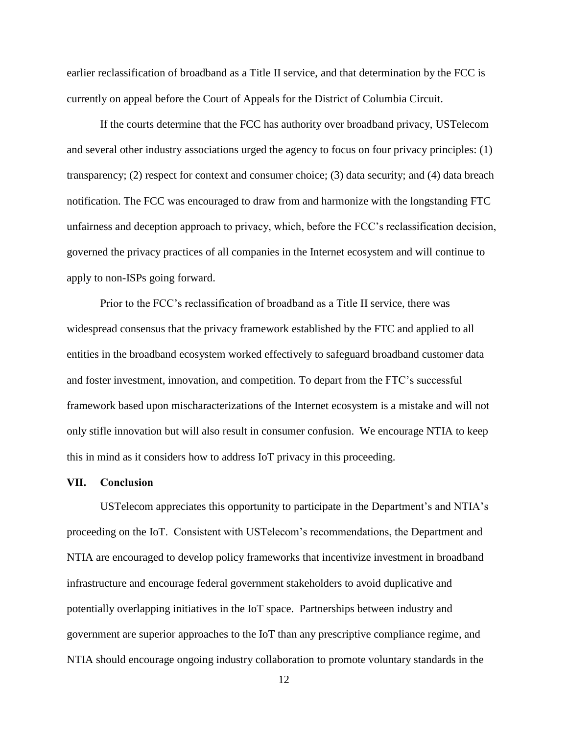earlier reclassification of broadband as a Title II service, and that determination by the FCC is currently on appeal before the Court of Appeals for the District of Columbia Circuit.

If the courts determine that the FCC has authority over broadband privacy, USTelecom and several other industry associations urged the agency to focus on four privacy principles: (1) transparency; (2) respect for context and consumer choice; (3) data security; and (4) data breach notification. The FCC was encouraged to draw from and harmonize with the longstanding FTC unfairness and deception approach to privacy, which, before the FCC's reclassification decision, governed the privacy practices of all companies in the Internet ecosystem and will continue to apply to non-ISPs going forward.

Prior to the FCC's reclassification of broadband as a Title II service, there was widespread consensus that the privacy framework established by the FTC and applied to all entities in the broadband ecosystem worked effectively to safeguard broadband customer data and foster investment, innovation, and competition. To depart from the FTC's successful framework based upon mischaracterizations of the Internet ecosystem is a mistake and will not only stifle innovation but will also result in consumer confusion. We encourage NTIA to keep this in mind as it considers how to address IoT privacy in this proceeding.

## VII. Conclusion

USTelecom appreciates this opportunity to participate in the Department's and NTIA's proceeding on the IoT. Consistent with USTelecom's recommendations, the Department and NTIA are encouraged to develop policy frameworks that incentivize investment in broadband infrastructure and encourage federal government stakeholders to avoid duplicative and potentially overlapping initiatives in the IoT space. Partnerships between industry and government are superior approaches to the IoT than any prescriptive compliance regime, and NTIA should encourage ongoing industry collaboration to promote voluntary standards in the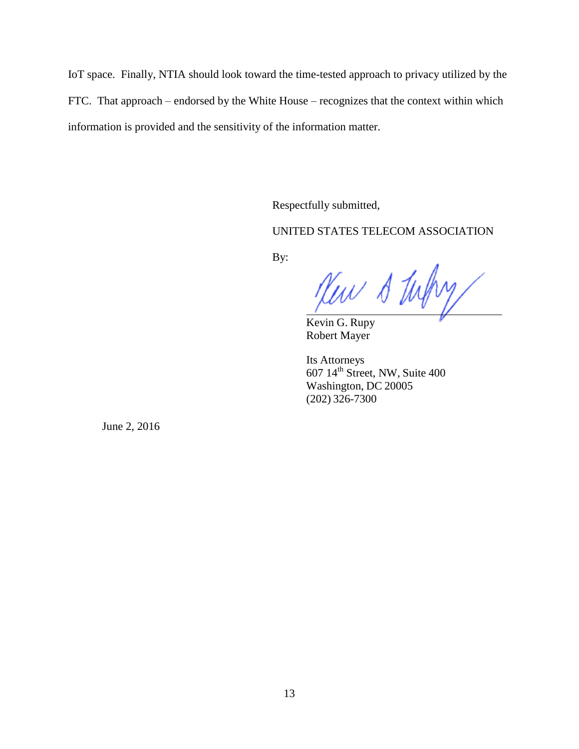IoT space. Finally, NTIA should look toward the time-tested approach to privacy utilized by the FTC. That approach – endorsed by the White House – recognizes that the context within which information is provided and the sensitivity of the information matter.

Respectfully submitted,

UNITED STATES TELECOM ASSOCIATION

By:

Kevin G. Rupy
Robert Mayer

Its Attorneys
607 14th Street, NW, Suite 400
Washington, DC 20005
(202) 326-7300

June 2, 2016